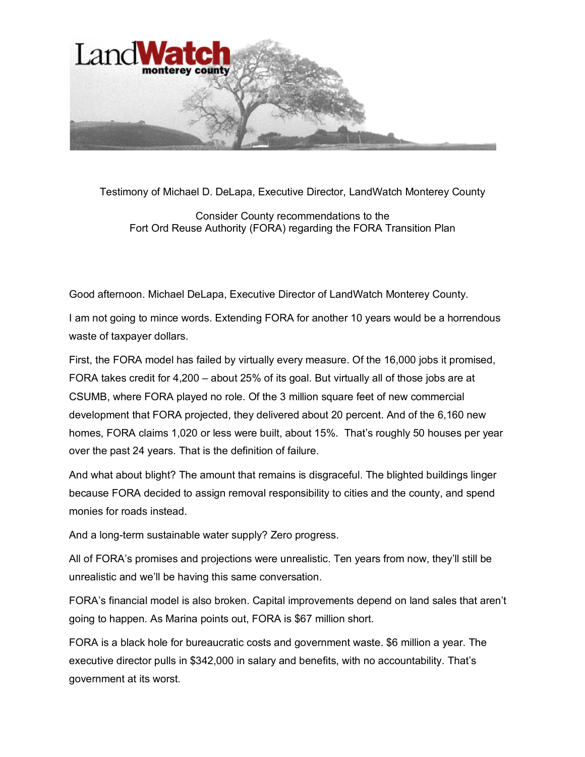Testimony of Michael D. DeLapa, Executive Director, LandWatch Monterey County

Consider County recommendations to the
Fort Ord Reuse Authority (FORA) regarding the FORA Transition Plan

Good afternoon. Michael DeLapa, Executive Director of LandWatch Monterey County.

I am not going to mince words. Extending FORA for another 10 years would be a horrendous waste of taxpayer dollars.

First, the FORA model has failed by virtually every measure. Of the 16,000 jobs it promised, FORA takes credit for 4,200 – about 25% of its goal. But virtually all of those jobs are at CSUMB, where FORA played no role. Of the 3 million square feet of new commercial development that FORA projected, they delivered about 20 percent. And of the 6,160 new homes, FORA claims 1,020 or less were built, about 15%. That's roughly 50 houses per year over the past 24 years. That is the definition of failure.

And what about blight? The amount that remains is disgraceful. The blighted buildings linger because FORA decided to assign removal responsibility to cities and the county, and spend monies for roads instead.

And a long-term sustainable water supply? Zero progress.

All of FORA's promises and projections were unrealistic. Ten years from now, they'll still be unrealistic and we'll be having this same conversation.

FORA's financial model is also broken. Capital improvements depend on land sales that aren't going to happen. As Marina points out, FORA is $67 million short.

FORA is a black hole for bureaucratic costs and government waste. $6 million a year. The executive director pulls in $342,000 in salary and benefits, with no accountability. That's government at its worst.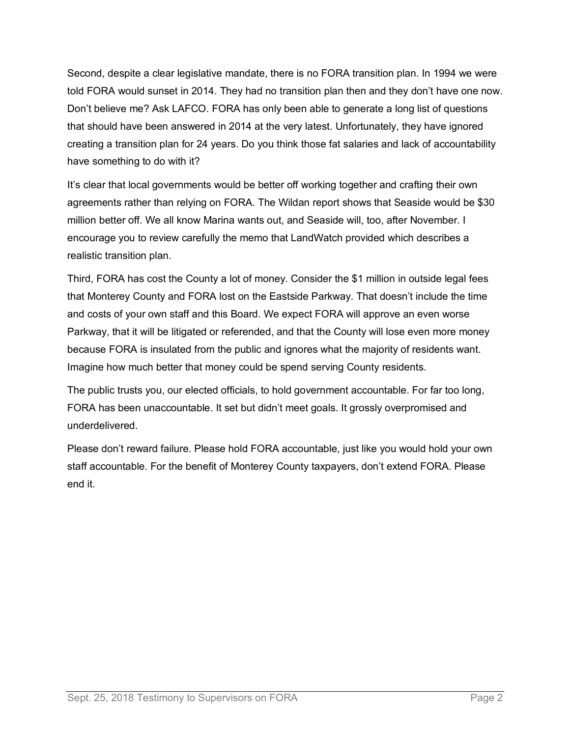Second, despite a clear legislative mandate, there is no FORA transition plan. In 1994 we were told FORA would sunset in 2014. They had no transition plan then and they don't have one now. Don't believe me? Ask LAFCO. FORA has only been able to generate a long list of questions that should have been answered in 2014 at the very latest. Unfortunately, they have ignored creating a transition plan for 24 years. Do you think those fat salaries and lack of accountability have something to do with it?

It's clear that local governments would be better off working together and crafting their own agreements rather than relying on FORA. The Wildan report shows that Seaside would be $30 million better off. We all know Marina wants out, and Seaside will, too, after November. I encourage you to review carefully the memo that LandWatch provided which describes a realistic transition plan.

Third, FORA has cost the County a lot of money. Consider the $1 million in outside legal fees that Monterey County and FORA lost on the Eastside Parkway. That doesn't include the time and costs of your own staff and this Board. We expect FORA will approve an even worse Parkway, that it will be litigated or referended, and that the County will lose even more money because FORA is insulated from the public and ignores what the majority of residents want. Imagine how much better that money could be spend serving County residents.

The public trusts you, our elected officials, to hold government accountable. For far too long, FORA has been unaccountable. It set but didn't meet goals. It grossly overpromised and underdelivered.

Please don't reward failure. Please hold FORA accountable, just like you would hold your own staff accountable. For the benefit of Monterey County taxpayers, don't extend FORA. Please end it.